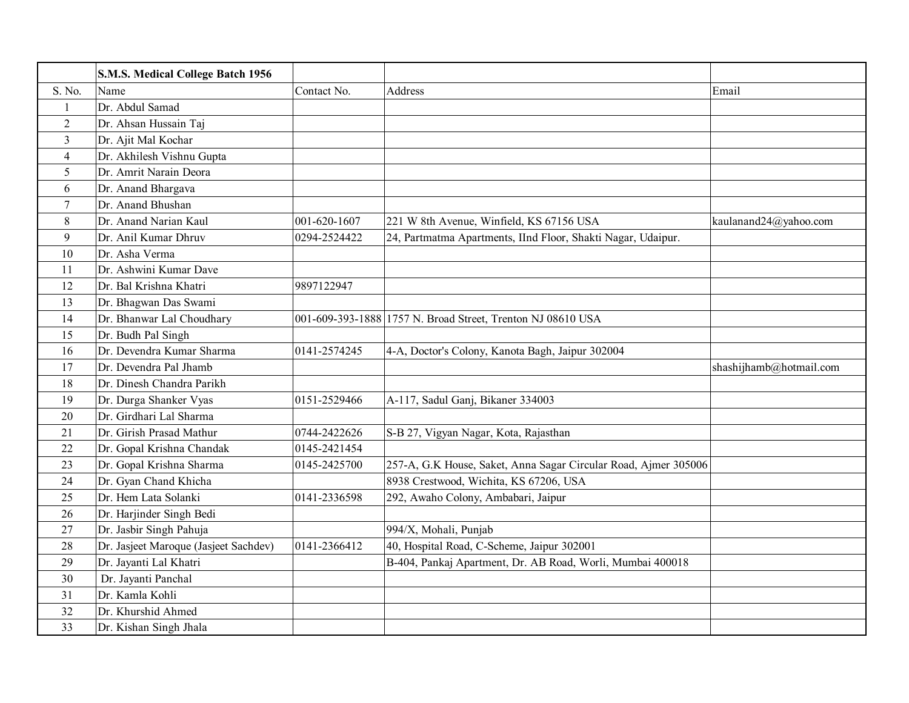| | S.M.S. Medical College Batch 1956 | | | |
|---|---|---|---|---|
| S. No. | Name | Contact No. | Address | Email |
| 1 | Dr. Abdul Samad | | | |
| 2 | Dr. Ahsan Hussain Taj | | | |
| 3 | Dr. Ajit Mal Kochar | | | |
| 4 | Dr. Akhilesh Vishnu Gupta | | | |
| 5 | Dr. Amrit Narain Deora | | | |
| 6 | Dr. Anand Bhargava | | | |
| 7 | Dr. Anand Bhushan | | | |
| 8 | Dr. Anand Narian Kaul | 001-620-1607 | 221 W 8th Avenue, Winfield, KS 67156 USA | kaulanand24@yahoo.com |
| 9 | Dr. Anil Kumar Dhruv | 0294-2524422 | 24, Partmatma Apartments, IInd Floor, Shakti Nagar, Udaipur. | |
| 10 | Dr. Asha Verma | | | |
| 11 | Dr. Ashwini Kumar Dave | | | |
| 12 | Dr. Bal Krishna Khatri | 9897122947 | | |
| 13 | Dr. Bhagwan Das Swami | | | |
| 14 | Dr. Bhanwar Lal Choudhary | 001-609-393-1888 | 1757 N. Broad Street, Trenton NJ 08610 USA | |
| 15 | Dr. Budh Pal Singh | | | |
| 16 | Dr. Devendra Kumar Sharma | 0141-2574245 | 4-A, Doctor's Colony, Kanota Bagh, Jaipur 302004 | |
| 17 | Dr. Devendra Pal Jhamb | | | shashijhamb@hotmail.com |
| 18 | Dr. Dinesh Chandra Parikh | | | |
| 19 | Dr. Durga Shanker Vyas | 0151-2529466 | A-117, Sadul Ganj, Bikaner 334003 | |
| 20 | Dr. Girdhari Lal Sharma | | | |
| 21 | Dr. Girish Prasad Mathur | 0744-2422626 | S-B 27, Vigyan Nagar, Kota, Rajasthan | |
| 22 | Dr. Gopal Krishna Chandak | 0145-2421454 | | |
| 23 | Dr. Gopal Krishna Sharma | 0145-2425700 | 257-A, G.K House, Saket, Anna Sagar Circular Road, Ajmer 305006 | |
| 24 | Dr. Gyan Chand Khicha | | 8938 Crestwood, Wichita, KS 67206, USA | |
| 25 | Dr. Hem Lata Solanki | 0141-2336598 | 292, Awaho Colony, Ambabari, Jaipur | |
| 26 | Dr. Harjinder Singh Bedi | | | |
| 27 | Dr. Jasbir Singh Pahuja | | 994/X, Mohali, Punjab | |
| 28 | Dr. Jasjeet Maroque (Jasjeet Sachdev) | 0141-2366412 | 40, Hospital Road, C-Scheme, Jaipur 302001 | |
| 29 | Dr. Jayanti Lal Khatri | | B-404, Pankaj Apartment, Dr. AB Road, Worli, Mumbai 400018 | |
| 30 | Dr. Jayanti Panchal | | | |
| 31 | Dr. Kamla Kohli | | | |
| 32 | Dr. Khurshid Ahmed | | | |
| 33 | Dr. Kishan Singh Jhala | | | |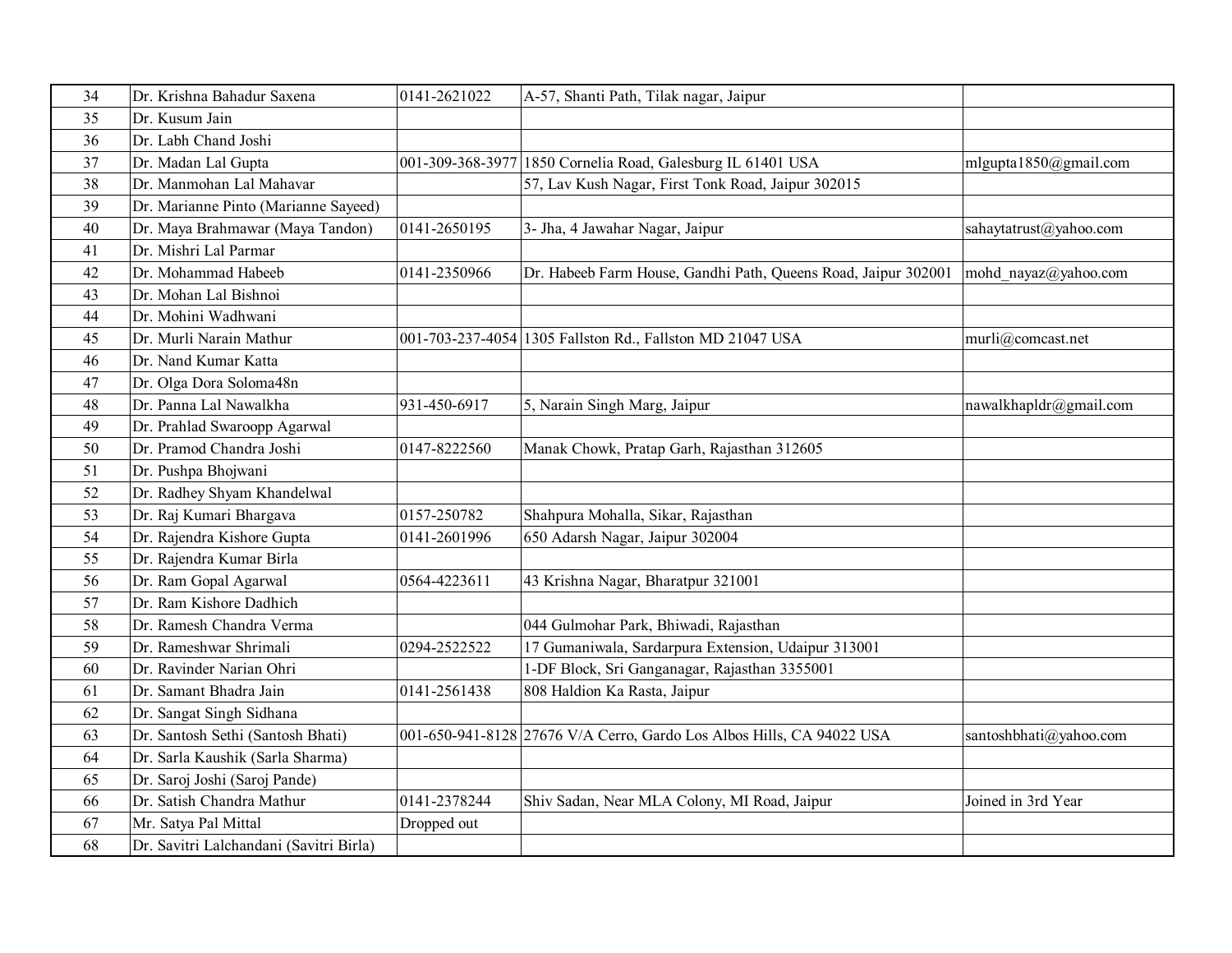| | | | | |
|---|---|---|---|---|
| 34 | Dr. Krishna Bahadur Saxena | 0141-2621022 | A-57, Shanti Path, Tilak nagar, Jaipur | |
| 35 | Dr. Kusum Jain | | | |
| 36 | Dr. Labh Chand Joshi | | | |
| 37 | Dr. Madan Lal Gupta | 001-309-368-3977 | 1850 Cornelia Road, Galesburg IL 61401 USA | mlgupta1850@gmail.com |
| 38 | Dr. Manmohan Lal Mahavar | | 57, Lav Kush Nagar, First Tonk Road, Jaipur 302015 | |
| 39 | Dr. Marianne Pinto (Marianne Sayeed) | | | |
| 40 | Dr. Maya Brahmawar (Maya Tandon) | 0141-2650195 | 3- Jha, 4 Jawahar Nagar, Jaipur | sahaytatrust@yahoo.com |
| 41 | Dr. Mishri Lal Parmar | | | |
| 42 | Dr. Mohammad Habeeb | 0141-2350966 | Dr. Habeeb Farm House, Gandhi Path, Queens Road, Jaipur 302001 | mohd_nayaz@yahoo.com |
| 43 | Dr. Mohan Lal Bishnoi | | | |
| 44 | Dr. Mohini Wadhwani | | | |
| 45 | Dr. Murli Narain Mathur | 001-703-237-4054 | 1305 Fallston Rd., Fallston MD 21047 USA | murli@comcast.net |
| 46 | Dr. Nand Kumar Katta | | | |
| 47 | Dr. Olga Dora Soloma48n | | | |
| 48 | Dr. Panna Lal Nawalkha | 931-450-6917 | 5, Narain Singh Marg, Jaipur | nawalkhapldr@gmail.com |
| 49 | Dr. Prahlad Swaroopp Agarwal | | | |
| 50 | Dr. Pramod Chandra Joshi | 0147-8222560 | Manak Chowk, Pratap Garh, Rajasthan 312605 | |
| 51 | Dr. Pushpa Bhojwani | | | |
| 52 | Dr. Radhey Shyam Khandelwal | | | |
| 53 | Dr. Raj Kumari Bhargava | 0157-250782 | Shahpura Mohalla, Sikar, Rajasthan | |
| 54 | Dr. Rajendra Kishore Gupta | 0141-2601996 | 650 Adarsh Nagar, Jaipur 302004 | |
| 55 | Dr. Rajendra Kumar Birla | | | |
| 56 | Dr. Ram Gopal Agarwal | 0564-4223611 | 43 Krishna Nagar, Bharatpur 321001 | |
| 57 | Dr. Ram Kishore Dadhich | | | |
| 58 | Dr. Ramesh Chandra Verma | | 044 Gulmohar Park, Bhiwadi, Rajasthan | |
| 59 | Dr. Rameshwar Shrimali | 0294-2522522 | 17 Gumaniwala, Sardarpura Extension, Udaipur 313001 | |
| 60 | Dr. Ravinder Narian Ohri | | 1-DF Block, Sri Ganganagar, Rajasthan 3355001 | |
| 61 | Dr. Samant Bhadra Jain | 0141-2561438 | 808 Haldion Ka Rasta, Jaipur | |
| 62 | Dr. Sangat Singh Sidhana | | | |
| 63 | Dr. Santosh Sethi (Santosh Bhati) | 001-650-941-8128 | 27676 V/A Cerro, Gardo Los Albos Hills, CA 94022 USA | santoshbhati@yahoo.com |
| 64 | Dr. Sarla Kaushik (Sarla Sharma) | | | |
| 65 | Dr. Saroj Joshi (Saroj Pande) | | | |
| 66 | Dr. Satish Chandra Mathur | 0141-2378244 | Shiv Sadan, Near MLA Colony, MI Road, Jaipur | Joined in 3rd Year |
| 67 | Mr. Satya Pal Mittal | Dropped out | | |
| 68 | Dr. Savitri Lalchandani (Savitri Birla) | | | |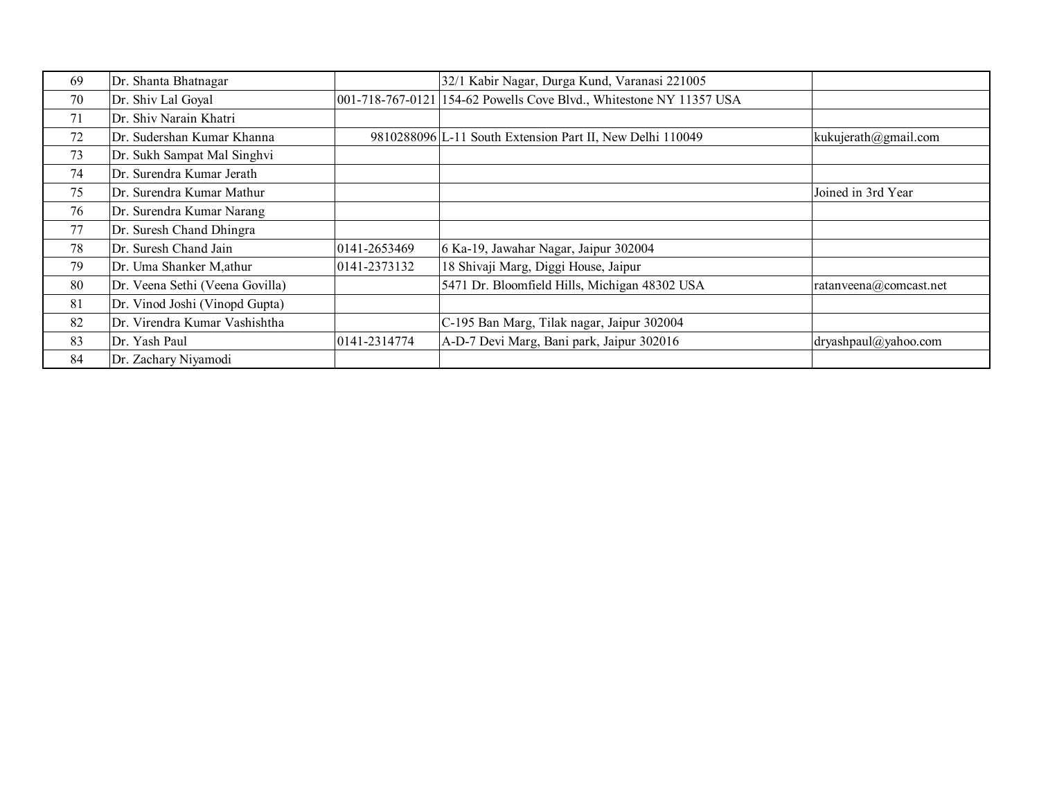| | | | | |
|---|---|---|---|---|
| 69 | Dr. Shanta Bhatnagar | | 32/1 Kabir Nagar, Durga Kund, Varanasi 221005 | |
| 70 | Dr. Shiv Lal Goyal | 001-718-767-0121 | 154-62 Powells Cove Blvd., Whitestone NY 11357 USA | |
| 71 | Dr. Shiv Narain Khatri | | | |
| 72 | Dr. Sudershan Kumar Khanna | 9810288096 | L-11 South Extension Part II, New Delhi 110049 | kukujerath@gmail.com |
| 73 | Dr. Sukh Sampat Mal Singhvi | | | |
| 74 | Dr. Surendra Kumar Jerath | | | |
| 75 | Dr. Surendra Kumar Mathur | | | Joined in 3rd Year |
| 76 | Dr. Surendra Kumar Narang | | | |
| 77 | Dr. Suresh Chand Dhingra | | | |
| 78 | Dr. Suresh Chand Jain | 0141-2653469 | 6 Ka-19, Jawahar Nagar, Jaipur 302004 | |
| 79 | Dr. Uma Shanker M,athur | 0141-2373132 | 18 Shivaji Marg, Diggi House, Jaipur | |
| 80 | Dr. Veena Sethi (Veena Govilla) | | 5471 Dr. Bloomfield Hills, Michigan 48302 USA | ratanveena@comcast.net |
| 81 | Dr. Vinod Joshi (Vinopd Gupta) | | | |
| 82 | Dr. Virendra Kumar Vashishtha | | C-195 Ban Marg, Tilak nagar, Jaipur 302004 | |
| 83 | Dr. Yash Paul | 0141-2314774 | A-D-7 Devi Marg, Bani park, Jaipur 302016 | dryashpaul@yahoo.com |
| 84 | Dr. Zachary Niyamodi | | | |